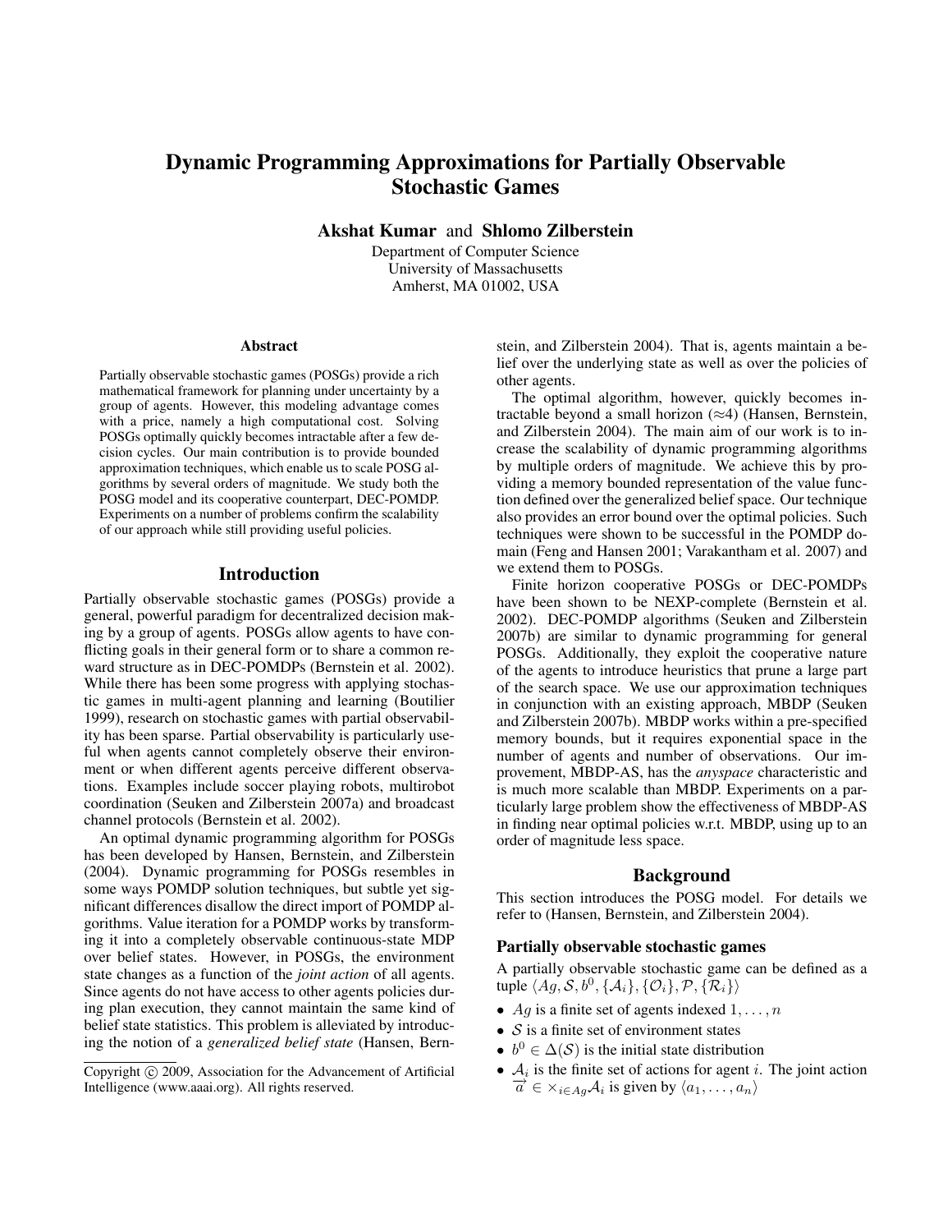# Dynamic Programming Approximations for Partially Observable Stochastic Games

**Akshat Kumar** and **Shlomo Zilberstein**

Department of Computer Science
University of Massachusetts
Amherst, MA 01002, USA

### Abstract

Partially observable stochastic games (POSGs) provide a rich mathematical framework for planning under uncertainty by a group of agents. However, this modeling advantage comes with a price, namely a high computational cost. Solving POSGs optimally quickly becomes intractable after a few decision cycles. Our main contribution is to provide bounded approximation techniques, which enable us to scale POSG algorithms by several orders of magnitude. We study both the POSG model and its cooperative counterpart, DEC-POMDP. Experiments on a number of problems confirm the scalability of our approach while still providing useful policies.

## Introduction

Partially observable stochastic games (POSGs) provide a general, powerful paradigm for decentralized decision making by a group of agents. POSGs allow agents to have conflicting goals in their general form or to share a common reward structure as in DEC-POMDPs (Bernstein et al. 2002). While there has been some progress with applying stochastic games in multi-agent planning and learning (Boutilier 1999), research on stochastic games with partial observability has been sparse. Partial observability is particularly useful when agents cannot completely observe their environment or when different agents perceive different observations. Examples include soccer playing robots, multirobot coordination (Seuken and Zilberstein 2007a) and broadcast channel protocols (Bernstein et al. 2002).

An optimal dynamic programming algorithm for POSGs has been developed by Hansen, Bernstein, and Zilberstein (2004). Dynamic programming for POSGs resembles in some ways POMDP solution techniques, but subtle yet significant differences disallow the direct import of POMDP algorithms. Value iteration for a POMDP works by transforming it into a completely observable continuous-state MDP over belief states. However, in POSGs, the environment state changes as a function of the *joint action* of all agents. Since agents do not have access to other agents policies during plan execution, they cannot maintain the same kind of belief state statistics. This problem is alleviated by introducing the notion of a *generalized belief state* (Hansen, Bernstein, and Zilberstein 2004). That is, agents maintain a belief over the underlying state as well as over the policies of other agents.

The optimal algorithm, however, quickly becomes intractable beyond a small horizon (≈4) (Hansen, Bernstein, and Zilberstein 2004). The main aim of our work is to increase the scalability of dynamic programming algorithms by multiple orders of magnitude. We achieve this by providing a memory bounded representation of the value function defined over the generalized belief space. Our technique also provides an error bound over the optimal policies. Such techniques were shown to be successful in the POMDP domain (Feng and Hansen 2001; Varakantham et al. 2007) and we extend them to POSGs.

Finite horizon cooperative POSGs or DEC-POMDPs have been shown to be NEXP-complete (Bernstein et al. 2002). DEC-POMDP algorithms (Seuken and Zilberstein 2007b) are similar to dynamic programming for general POSGs. Additionally, they exploit the cooperative nature of the agents to introduce heuristics that prune a large part of the search space. We use our approximation techniques in conjunction with an existing approach, MBDP (Seuken and Zilberstein 2007b). MBDP works within a pre-specified memory bounds, but it requires exponential space in the number of agents and number of observations. Our improvement, MBDP-AS, has the *anyspace* characteristic and is much more scalable than MBDP. Experiments on a particularly large problem show the effectiveness of MBDP-AS in finding near optimal policies w.r.t. MBDP, using up to an order of magnitude less space.

## Background

This section introduces the POSG model. For details we refer to (Hansen, Bernstein, and Zilberstein 2004).

### Partially observable stochastic games

A partially observable stochastic game can be defined as a tuple $\langle Ag, \mathcal{S}, b^0, \{\mathcal{A}_i\}, \{\mathcal{O}_i\}, \mathcal{P}, \{\mathcal{R}_i\}\rangle$

- $Ag$ is a finite set of agents indexed $1, \ldots, n$
- $\mathcal{S}$ is a finite set of environment states
- $b^0 \in \Delta(\mathcal{S})$ is the initial state distribution
- $\mathcal{A}_i$ is the finite set of actions for agent $i$. The joint action $\overrightarrow{a} \in \times_{i \in Ag}\mathcal{A}_i$ is given by $\langle a_1, \ldots, a_n\rangle$

Copyright © 2009, Association for the Advancement of Artificial Intelligence (www.aaai.org). All rights reserved.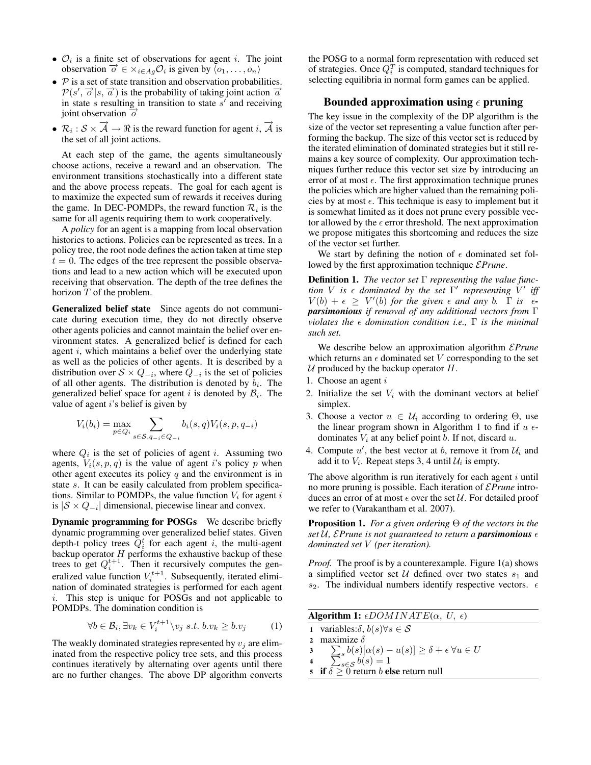- $\mathcal{O}_i$ is a finite set of observations for agent $i$. The joint observation $\overrightarrow{o} \in \times_{i \in Ag} \mathcal{O}_i$ is given by $\langle o_1, \ldots, o_n \rangle$
- $\mathcal{P}$ is a set of state transition and observation probabilities. $\mathcal{P}(s', \overrightarrow{o}|s, \overrightarrow{a})$ is the probability of taking joint action $\overrightarrow{a}$ in state $s$ resulting in transition to state $s'$ and receiving joint observation $\overrightarrow{o}$
- $\mathcal{R}_i : \mathcal{S} \times \overrightarrow{\mathcal{A}} \rightarrow \Re$ is the reward function for agent $i$, $\overrightarrow{\mathcal{A}}$ is the set of all joint actions.

At each step of the game, the agents simultaneously choose actions, receive a reward and an observation. The environment transitions stochastically into a different state and the above process repeats. The goal for each agent is to maximize the expected sum of rewards it receives during the game. In DEC-POMDPs, the reward function $\mathcal{R}_i$ is the same for all agents requiring them to work cooperatively.

A *policy* for an agent is a mapping from local observation histories to actions. Policies can be represented as trees. In a policy tree, the root node defines the action taken at time step $t = 0$. The edges of the tree represent the possible observations and lead to a new action which will be executed upon receiving that observation. The depth of the tree defines the horizon $T$ of the problem.

**Generalized belief state** Since agents do not communicate during execution time, they do not directly observe other agents policies and cannot maintain the belief over environment states. A generalized belief is defined for each agent $i$, which maintains a belief over the underlying state as well as the policies of other agents. It is described by a distribution over $\mathcal{S} \times Q_{-i}$, where $Q_{-i}$ is the set of policies of all other agents. The distribution is denoted by $b_i$. The generalized belief space for agent $i$ is denoted by $\mathcal{B}_i$. The value of agent $i$'s belief is given by

$$V_i(b_i) = \max_{p \in Q_i} \sum_{s \in \mathcal{S}, q_{-i} \in Q_{-i}} b_i(s, q) V_i(s, p, q_{-i})$$

where $Q_i$ is the set of policies of agent $i$. Assuming two agents, $V_i(s, p, q)$ is the value of agent $i$'s policy $p$ when other agent executes its policy $q$ and the environment is in state $s$. It can be easily calculated from problem specifications. Similar to POMDPs, the value function $V_i$ for agent $i$ is $|\mathcal{S} \times Q_{-i}|$ dimensional, piecewise linear and convex.

**Dynamic programming for POSGs** We describe briefly dynamic programming over generalized belief states. Given depth-t policy trees $Q_i^t$ for each agent $i$, the multi-agent backup operator $H$ performs the exhaustive backup of these trees to get $Q_i^{t+1}$. Then it recursively computes the generalized value function $V_i^{t+1}$. Subsequently, iterated elimination of dominated strategies is performed for each agent $i$. This step is unique for POSGs and not applicable to POMDPs. The domination condition is

$$\forall b \in \mathcal{B}_i, \exists v_k \in V_i^{t+1} \backslash v_j \ s.t. \ b.v_k \geq b.v_j \quad (1)$$

The weakly dominated strategies represented by $v_j$ are eliminated from the respective policy tree sets, and this process continues iteratively by alternating over agents until there are no further changes. The above DP algorithm converts the POSG to a normal form representation with reduced set of strategies. Once $Q_i^T$ is computed, standard techniques for selecting equilibria in normal form games can be applied.

## Bounded approximation using $\epsilon$ pruning

The key issue in the complexity of the DP algorithm is the size of the vector set representing a value function after performing the backup. The size of this vector set is reduced by the iterated elimination of dominated strategies but it still remains a key source of complexity. Our approximation techniques further reduce this vector set size by introducing an error of at most $\epsilon$. The first approximation technique prunes the policies which are higher valued than the remaining policies by at most $\epsilon$. This technique is easy to implement but it is somewhat limited as it does not prune every possible vector allowed by the $\epsilon$ error threshold. The next approximation we propose mitigates this shortcoming and reduces the size of the vector set further.

We start by defining the notion of $\epsilon$ dominated set followed by the first approximation technique $\mathcal{E}Prune$.

**Definition 1.** *The vector set $\Gamma$ representing the value function $V$ is $\epsilon$ dominated by the set $\Gamma'$ representing $V'$ iff $V(b) + \epsilon \geq V'(b)$ for the given $\epsilon$ and any $b$. $\Gamma$ is **$\epsilon$-parsimonious** if removal of any additional vectors from $\Gamma$ violates the $\epsilon$ domination condition i.e., $\Gamma$ is the minimal such set.*

We describe below an approximation algorithm $\mathcal{E}Prune$ which returns an $\epsilon$ dominated set $V$ corresponding to the set $\mathcal{U}$ produced by the backup operator $H$.

1. Choose an agent $i$
2. Initialize the set $V_i$ with the dominant vectors at belief simplex.
3. Choose a vector $u \in \mathcal{U}_i$ according to ordering $\Theta$, use the linear program shown in Algorithm 1 to find if $u$ $\epsilon$-dominates $V_i$ at any belief point $b$. If not, discard $u$.
4. Compute $u'$, the best vector at $b$, remove it from $\mathcal{U}_i$ and add it to $V_i$. Repeat steps 3, 4 until $\mathcal{U}_i$ is empty.

The above algorithm is run iteratively for each agent $i$ until no more pruning is possible. Each iteration of $\mathcal{E}Prune$ introduces an error of at most $\epsilon$ over the set $\mathcal{U}$. For detailed proof we refer to (Varakantham et al. 2007).

**Proposition 1.** *For a given ordering $\Theta$ of the vectors in the set $\mathcal{U}$, $\mathcal{E}Prune$ is not guaranteed to return a **parsimonious** $\epsilon$ dominated set $V$ (per iteration).*

*Proof.* The proof is by a counterexample. Figure 1(a) shows a simplified vector set $\mathcal{U}$ defined over two states $s_1$ and $s_2$. The individual numbers identify respective vectors. $\epsilon$

**Algorithm 1:** $\epsilon DOMINATE(\alpha, \ U, \ \epsilon)$

```
1  variables: δ, b(s) ∀s ∈ S
2  maximize δ
3      Σ_s b(s)[α(s) − u(s)] ≥ δ + ε ∀u ∈ U
4      Σ_{s∈S} b(s) = 1
5  if δ ≥ 0 return b else return null
```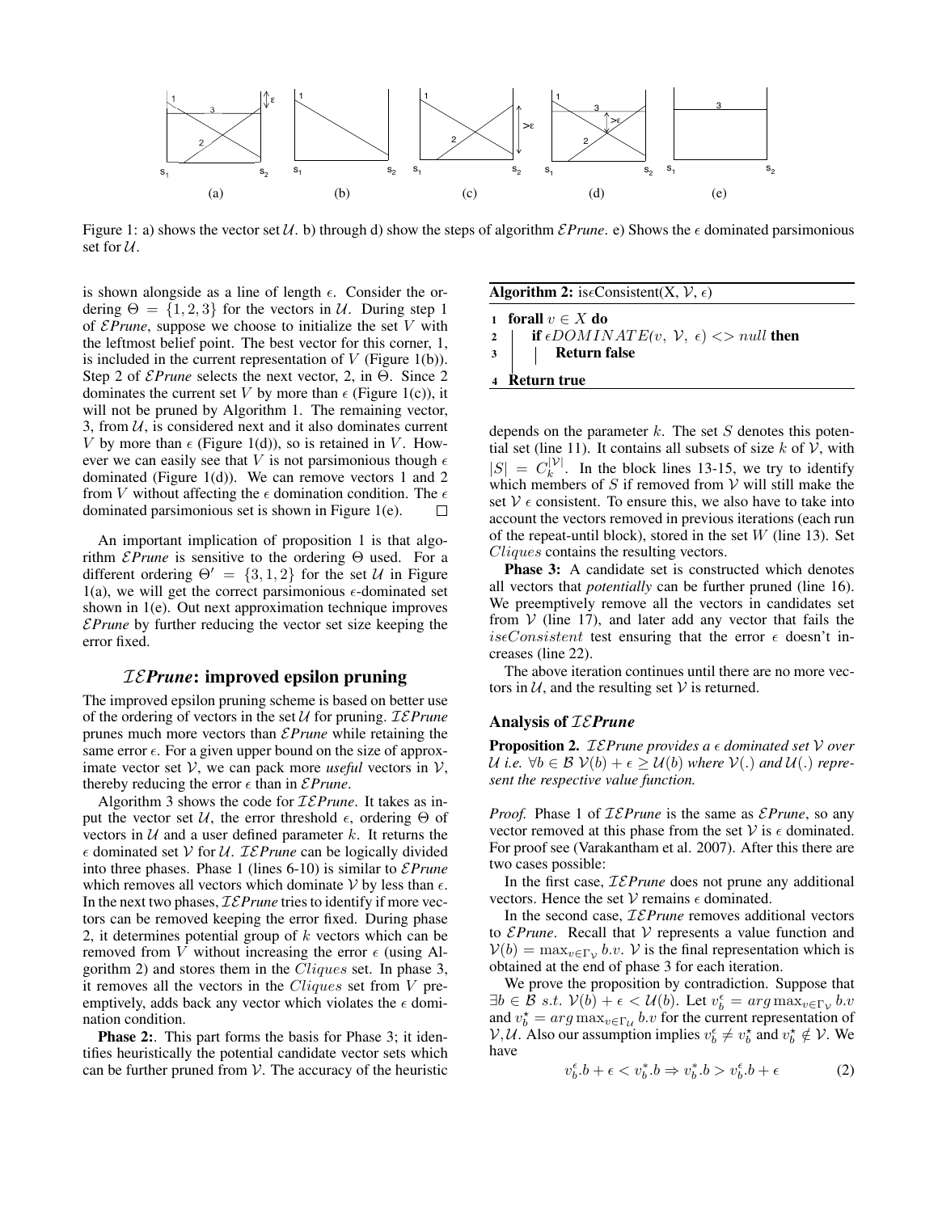Figure 1: a) shows the vector set $\mathcal{U}$. b) through d) show the steps of algorithm $\mathcal{E}$*Prune*. e) Shows the $\epsilon$ dominated parsimonious set for $\mathcal{U}$.

is shown alongside as a line of length $\epsilon$. Consider the ordering $\Theta = \{1, 2, 3\}$ for the vectors in $\mathcal{U}$. During step 1 of $\mathcal{E}$*Prune*, suppose we choose to initialize the set $V$ with the leftmost belief point. The best vector for this corner, 1, is included in the current representation of $V$ (Figure 1(b)). Step 2 of $\mathcal{E}$*Prune* selects the next vector, 2, in $\Theta$. Since 2 dominates the current set $V$ by more than $\epsilon$ (Figure 1(c)), it will not be pruned by Algorithm 1. The remaining vector, 3, from $\mathcal{U}$, is considered next and it also dominates current $V$ by more than $\epsilon$ (Figure 1(d)), so is retained in $V$. However we can easily see that $V$ is not parsimonious though $\epsilon$ dominated (Figure 1(d)). We can remove vectors 1 and 2 from $V$ without affecting the $\epsilon$ domination condition. The $\epsilon$ dominated parsimonious set is shown in Figure 1(e). □

An important implication of proposition 1 is that algorithm $\mathcal{E}$*Prune* is sensitive to the ordering $\Theta$ used. For a different ordering $\Theta' = \{3, 1, 2\}$ for the set $\mathcal{U}$ in Figure 1(a), we will get the correct parsimonious $\epsilon$-dominated set shown in 1(e). Out next approximation technique improves $\mathcal{E}$*Prune* by further reducing the vector set size keeping the error fixed.

## $\mathcal{IE}$*Prune*: improved epsilon pruning

The improved epsilon pruning scheme is based on better use of the ordering of vectors in the set $\mathcal{U}$ for pruning. $\mathcal{IE}$*Prune* prunes much more vectors than $\mathcal{E}$*Prune* while retaining the same error $\epsilon$. For a given upper bound on the size of approximate vector set $\mathcal{V}$, we can pack more *useful* vectors in $\mathcal{V}$, thereby reducing the error $\epsilon$ than in $\mathcal{E}$*Prune*.

Algorithm 3 shows the code for $\mathcal{IE}$*Prune*. It takes as input the vector set $\mathcal{U}$, the error threshold $\epsilon$, ordering $\Theta$ of vectors in $\mathcal{U}$ and a user defined parameter $k$. It returns the $\epsilon$ dominated set $\mathcal{V}$ for $\mathcal{U}$. $\mathcal{IE}$*Prune* can be logically divided into three phases. Phase 1 (lines 6-10) is similar to $\mathcal{E}$*Prune* which removes all vectors which dominate $\mathcal{V}$ by less than $\epsilon$. In the next two phases, $\mathcal{IE}$*Prune* tries to identify if more vectors can be removed keeping the error fixed. During phase 2, it determines potential group of $k$ vectors which can be removed from $V$ without increasing the error $\epsilon$ (using Algorithm 2) and stores them in the $Cliques$ set. In phase 3, it removes all the vectors in the $Cliques$ set from $V$ preemptively, adds back any vector which violates the $\epsilon$ domination condition.

**Phase 2:**. This part forms the basis for Phase 3; it identifies heuristically the potential candidate vector sets which can be further pruned from $\mathcal{V}$. The accuracy of the heuristic depends on the parameter $k$. The set $S$ denotes this potential set (line 11). It contains all subsets of size $k$ of $\mathcal{V}$, with $|S| = C_k^{|\mathcal{V}|}$. In the block lines 13-15, we try to identify which members of $S$ if removed from $\mathcal{V}$ will still make the set $\mathcal{V}$ $\epsilon$ consistent. To ensure this, we also have to take into account the vectors removed in previous iterations (each run of the repeat-until block), stored in the set $W$ (line 13). Set $Cliques$ contains the resulting vectors.

**Algorithm 2:** is$\epsilon$Consistent(X, $\mathcal{V}$, $\epsilon$)

```
1 forall v ∈ X do
2 |  if εDOMINATE(v, V, ε) <> null then
3 |  |  Return false
4 Return true
```

**Phase 3:** A candidate set is constructed which denotes all vectors that *potentially* can be further pruned (line 16). We preemptively remove all the vectors in candidates set from $\mathcal{V}$ (line 17), and later add any vector that fails the $is\epsilon Consistent$ test ensuring that the error $\epsilon$ doesn't increases (line 22).

The above iteration continues until there are no more vectors in $\mathcal{U}$, and the resulting set $\mathcal{V}$ is returned.

### Analysis of $\mathcal{IE}$*Prune*

**Proposition 2.** *$\mathcal{IE}$Prune provides a $\epsilon$ dominated set $\mathcal{V}$ over $\mathcal{U}$ i.e. $\forall b \in \mathcal{B}$ $\mathcal{V}(b) + \epsilon \geq \mathcal{U}(b)$ where $\mathcal{V}(.)$ and $\mathcal{U}(.)$ represent the respective value function.*

*Proof.* Phase 1 of $\mathcal{IE}$*Prune* is the same as $\mathcal{E}$*Prune*, so any vector removed at this phase from the set $\mathcal{V}$ is $\epsilon$ dominated. For proof see (Varakantham et al. 2007). After this there are two cases possible:

In the first case, $\mathcal{IE}$*Prune* does not prune any additional vectors. Hence the set $\mathcal{V}$ remains $\epsilon$ dominated.

In the second case, $\mathcal{IE}$*Prune* removes additional vectors to $\mathcal{E}$*Prune*. Recall that $\mathcal{V}$ represents a value function and $\mathcal{V}(b) = \max_{v \in \Gamma_{\mathcal{V}}} b.v$. $\mathcal{V}$ is the final representation which is obtained at the end of phase 3 for each iteration.

We prove the proposition by contradiction. Suppose that $\exists b \in \mathcal{B}$ $s.t.$ $\mathcal{V}(b) + \epsilon < \mathcal{U}(b)$. Let $v_b^{\epsilon} = arg \max_{v \in \Gamma_{\mathcal{V}}} b.v$ and $v_b^{\star} = arg \max_{v \in \Gamma_{\mathcal{U}}} b.v$ for the current representation of $\mathcal{V}, \mathcal{U}$. Also our assumption implies $v_b^{\epsilon} \neq v_b^{\star}$ and $v_b^{\star} \notin \mathcal{V}$. We have

$$v_b^{\epsilon}.b + \epsilon < v_b^{*}.b \Rightarrow v_b^{*}.b > v_b^{\epsilon}.b + \epsilon \tag{2}$$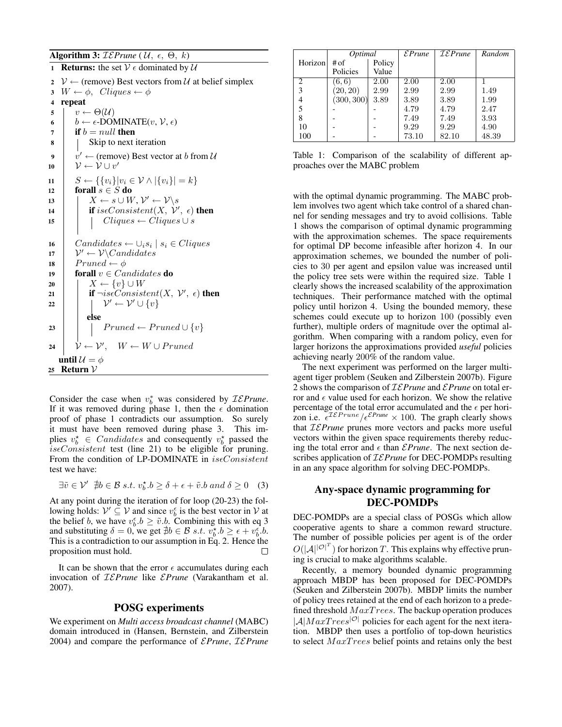**Algorithm 3:** *$\mathcal{IE}$Prune* ($\mathcal{U}$, $\epsilon$, $\Theta$, $k$)

```
1  Returns: the set V ε dominated by U
2  V ← (remove) Best vectors from U at belief simplex
3  W ← φ,  Cliques ← φ
4  repeat
5      v ← Θ(U)
6      b ← ε-DOMINATE(v, V, ε)
7      if b = null then
8          Skip to next iteration
9      v' ← (remove) Best vector at b from U
10     V ← V ∪ v'
11     S ← {{v_i} | v_i ∈ V ∧ |{v_i}| = k}
12     forall s ∈ S do
13         X ← s ∪ W, V' ← V\s
14         if isεConsistent(X, V', ε) then
15             Cliques ← Cliques ∪ s
16     Candidates ← ∪_i s_i | s_i ∈ Cliques
17     V' ← V\Candidates
18     Pruned ← φ
19     forall v ∈ Candidates do
20         X ← {v} ∪ W
21         if ¬isεConsistent(X, V', ε) then
22             V' ← V' ∪ {v}
           else
23             Pruned ← Pruned ∪ {v}
24     V ← V',   W ← W ∪ Pruned
   until U = φ
25 Return V
```

Consider the case when $v_b^*$ was considered by *$\mathcal{IE}$Prune*. If it was removed during phase 1, then the $\epsilon$ domination proof of phase 1 contradicts our assumption. So surely it must have been removed during phase 3. This implies $v_b^\star \in Candidates$ and consequently $v_b^\star$ passed the $is\epsilon Consistent$ test (line 21) to be eligible for pruning. From the condition of LP-DOMINATE in $is\epsilon Consistent$ test we have:

$$\exists \tilde{v} \in \mathcal{V}' \ \nexists b \in \mathcal{B} \ s.t. \ v_b^\star.b \geq \delta + \epsilon + \tilde{v}.b \ and \ \delta \geq 0 \quad (3)$$

At any point during the iteration of for loop (20-23) the following holds: $\mathcal{V}' \subseteq \mathcal{V}$ and since $v_b^\epsilon$ is the best vector in $\mathcal{V}$ at the belief $b$, we have $v_b^\epsilon.b \geq \tilde{v}.b$. Combining this with eq 3 and substituting $\delta = 0$, we get $\nexists b \in \mathcal{B} \ s.t. \ v_b^\star.b \geq \epsilon + v_b^\epsilon.b$. This is a contradiction to our assumption in Eq. 2. Hence the proposition must hold. □

It can be shown that the error $\epsilon$ accumulates during each invocation of *$\mathcal{IE}$Prune* like *$\mathcal{E}$Prune* (Varakantham et al. 2007).

## POSG experiments

We experiment on *Multi access broadcast channel* (MABC) domain introduced in (Hansen, Bernstein, and Zilberstein 2004) and compare the performance of *$\mathcal{E}$Prune*, *$\mathcal{IE}$Prune* with the optimal dynamic programming. The MABC problem involves two agent which take control of a shared channel for sending messages and try to avoid collisions. Table 1 shows the comparison of optimal dynamic programming with the approximation schemes. The space requirements for optimal DP become infeasible after horizon 4. In our approximation schemes, we bounded the number of policies to 30 per agent and epsilon value was increased until the policy tree sets were within the required size. Table 1 clearly shows the increased scalability of the approximation techniques. Their performance matched with the optimal policy until horizon 4. Using the bounded memory, these schemes could execute up to horizon 100 (possibly even further), multiple orders of magnitude over the optimal algorithm. When comparing with a random policy, even for larger horizons the approximations provided *useful* policies achieving nearly 200% of the random value.

| | *Optimal* | | *$\mathcal{E}$Prune* | *$\mathcal{IE}$Prune* | *Random* |
|---|---|---|---|---|---|
| Horizon | # of Policies | Policy Value | | | |
| 2 | (6, 6) | 2.00 | 2.00 | 2.00 | 1 |
| 3 | (20, 20) | 2.99 | 2.99 | 2.99 | 1.49 |
| 4 | (300, 300) | 3.89 | 3.89 | 3.89 | 1.99 |
| 5 | - | - | 4.79 | 4.79 | 2.47 |
| 8 | - | - | 7.49 | 7.49 | 3.93 |
| 10 | - | - | 9.29 | 9.29 | 4.90 |
| 100 | - | - | 73.10 | 82.10 | 48.39 |

Table 1: Comparison of the scalability of different approaches over the MABC problem

The next experiment was performed on the larger multi-agent tiger problem (Seuken and Zilberstein 2007b). Figure 2 shows the comparison of *$\mathcal{IE}$Prune* and *$\mathcal{E}$Prune* on total error and $\epsilon$ value used for each horizon. We show the relative percentage of the total error accumulated and the $\epsilon$ per horizon i.e. $\epsilon^{\mathcal{IE}Prune}/\epsilon^{\mathcal{E}Prune} \times 100$. The graph clearly shows that *$\mathcal{IE}$Prune* prunes more vectors and packs more useful vectors within the given space requirements thereby reducing the total error and $\epsilon$ than *$\mathcal{E}$Prune*. The next section describes application of *$\mathcal{IE}$Prune* for DEC-POMDPs resulting in an any space algorithm for solving DEC-POMDPs.

## Any-space dynamic programming for DEC-POMDPs

DEC-POMDPs are a special class of POSGs which allow cooperative agents to share a common reward structure. The number of possible policies per agent is of the order $O(|\mathcal{A}|^{|\mathcal{O}|^T})$ for horizon $T$. This explains why effective pruning is crucial to make algorithms scalable.

Recently, a memory bounded dynamic programming approach MBDP has been proposed for DEC-POMDPs (Seuken and Zilberstein 2007b). MBDP limits the number of policy trees retained at the end of each horizon to a predefined threshold $MaxTrees$. The backup operation produces $|\mathcal{A}|MaxTrees^{|\mathcal{O}|}$ policies for each agent for the next iteration. MBDP then uses a portfolio of top-down heuristics to select $MaxTrees$ belief points and retains only the best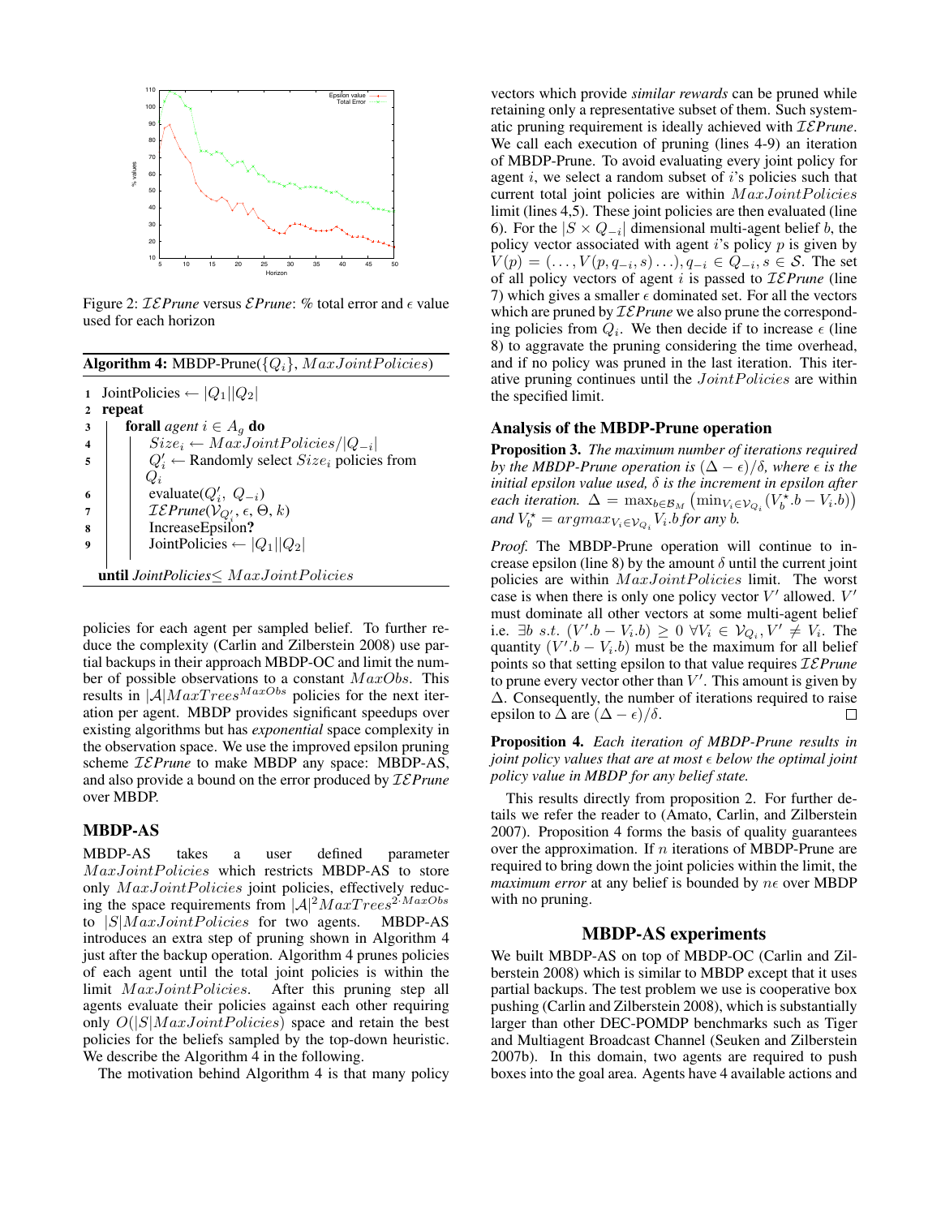Figure 2: $\mathcal{IE}$*Prune* versus $\mathcal{E}$*Prune*: % total error and $\epsilon$ value used for each horizon

**Algorithm 4:** MBDP-Prune($\{Q_i\}$, $MaxJointPolicies$)

```
1  JointPolicies ← |Q_1||Q_2|
2  repeat
3  |  forall agent i ∈ A_g do
4  |  |  Size_i ← MaxJointPolicies/|Q_{-i}|
5  |  |  Q'_i ← Randomly select Size_i policies from Q_i
6  |  |  evaluate(Q'_i, Q_{-i})
7  |  |  IEPrune(V_{Q'_i}, ε, Θ, k)
8  |  |  IncreaseEpsilon?
9  |  |  JointPolicies ← |Q_1||Q_2|
   until JointPolicies ≤ MaxJointPolicies
```

policies for each agent per sampled belief. To further reduce the complexity (Carlin and Zilberstein 2008) use partial backups in their approach MBDP-OC and limit the number of possible observations to a constant $MaxObs$. This results in $|\mathcal{A}|MaxTrees^{MaxObs}$ policies for the next iteration per agent. MBDP provides significant speedups over existing algorithms but has *exponential* space complexity in the observation space. We use the improved epsilon pruning scheme $\mathcal{IE}$*Prune* to make MBDP any space: MBDP-AS, and also provide a bound on the error produced by $\mathcal{IE}$*Prune* over MBDP.

## MBDP-AS

MBDP-AS takes a user defined parameter $MaxJointPolicies$ which restricts MBDP-AS to store only $MaxJointPolicies$ joint policies, effectively reducing the space requirements from $|\mathcal{A}|^2 MaxTrees^{2 \cdot MaxObs}$ to $|S|MaxJointPolicies$ for two agents. MBDP-AS introduces an extra step of pruning shown in Algorithm 4 just after the backup operation. Algorithm 4 prunes policies of each agent until the total joint policies is within the limit $MaxJointPolicies$. After this pruning step all agents evaluate their policies against each other requiring only $O(|S|MaxJointPolicies)$ space and retain the best policies for the beliefs sampled by the top-down heuristic. We describe the Algorithm 4 in the following.

The motivation behind Algorithm 4 is that many policy vectors which provide *similar rewards* can be pruned while retaining only a representative subset of them. Such systematic pruning requirement is ideally achieved with $\mathcal{IE}$*Prune*. We call each execution of pruning (lines 4-9) an iteration of MBDP-Prune. To avoid evaluating every joint policy for agent $i$, we select a random subset of $i$'s policies such that current total joint policies are within $MaxJointPolicies$ limit (lines 4,5). These joint policies are then evaluated (line 6). For the $|S \times Q_{-i}|$ dimensional multi-agent belief $b$, the policy vector associated with agent $i$'s policy $p$ is given by $V(p) = (\ldots, V(p, q_{-i}, s) \ldots), q_{-i} \in Q_{-i}, s \in \mathcal{S}$. The set of all policy vectors of agent $i$ is passed to $\mathcal{IE}$*Prune* (line 7) which gives a smaller $\epsilon$ dominated set. For all the vectors which are pruned by $\mathcal{IE}$*Prune* we also prune the corresponding policies from $Q_i$. We then decide if to increase $\epsilon$ (line 8) to aggravate the pruning considering the time overhead, and if no policy was pruned in the last iteration. This iterative pruning continues until the $JointPolicies$ are within the specified limit.

### Analysis of the MBDP-Prune operation

**Proposition 3.** *The maximum number of iterations required by the MBDP-Prune operation is $(\Delta - \epsilon)/\delta$, where $\epsilon$ is the initial epsilon value used, $\delta$ is the increment in epsilon after each iteration. $\Delta = \max_{b \in \mathcal{B}_M} \left( \min_{V_i \in \mathcal{V}_{Q_i}} (V_b^\star . b - V_i . b) \right)$ and $V_b^\star = argmax_{V_i \in \mathcal{V}_{Q_i}} V_i . b$ for any $b$.*

*Proof.* The MBDP-Prune operation will continue to increase epsilon (line 8) by the amount $\delta$ until the current joint policies are within $MaxJointPolicies$ limit. The worst case is when there is only one policy vector $V'$ allowed. $V'$ must dominate all other vectors at some multi-agent belief i.e. $\exists b \ s.t. \ (V'.b - V_i.b) \geq 0 \ \forall V_i \in \mathcal{V}_{Q_i}, V' \neq V_i$. The quantity $(V'.b - V_i.b)$ must be the maximum for all belief points so that setting epsilon to that value requires $\mathcal{IE}$*Prune* to prune every vector other than $V'$. This amount is given by $\Delta$. Consequently, the number of iterations required to raise epsilon to $\Delta$ are $(\Delta - \epsilon)/\delta$. □

**Proposition 4.** *Each iteration of MBDP-Prune results in joint policy values that are at most $\epsilon$ below the optimal joint policy value in MBDP for any belief state.*

This results directly from proposition 2. For further details we refer the reader to (Amato, Carlin, and Zilberstein 2007). Proposition 4 forms the basis of quality guarantees over the approximation. If $n$ iterations of MBDP-Prune are required to bring down the joint policies within the limit, the *maximum error* at any belief is bounded by $n\epsilon$ over MBDP with no pruning.

## MBDP-AS experiments

We built MBDP-AS on top of MBDP-OC (Carlin and Zilberstein 2008) which is similar to MBDP except that it uses partial backups. The test problem we use is cooperative box pushing (Carlin and Zilberstein 2008), which is substantially larger than other DEC-POMDP benchmarks such as Tiger and Multiagent Broadcast Channel (Seuken and Zilberstein 2007b). In this domain, two agents are required to push boxes into the goal area. Agents have 4 available actions and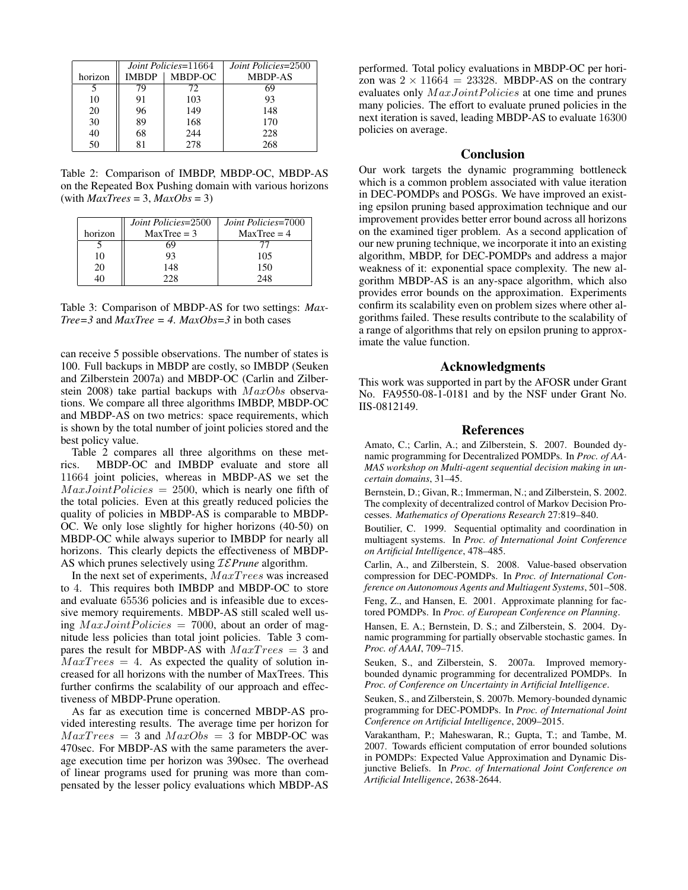| | *Joint Policies*=11664 | | *Joint Policies*=2500 |
|---|---|---|---|
| horizon | IMBDP | MBDP-OC | MBDP-AS |
| 5 | 79 | 72 | 69 |
| 10 | 91 | 103 | 93 |
| 20 | 96 | 149 | 148 |
| 30 | 89 | 168 | 170 |
| 40 | 68 | 244 | 228 |
| 50 | 81 | 278 | 268 |

Table 2: Comparison of IMBDP, MBDP-OC, MBDP-AS on the Repeated Box Pushing domain with various horizons (with *MaxTrees* = 3, *MaxObs* = 3)

| | *Joint Policies*=2500 | *Joint Policies*=7000 |
|---|---|---|
| horizon | MaxTree = 3 | MaxTree = 4 |
| 5 | 69 | 77 |
| 10 | 93 | 105 |
| 20 | 148 | 150 |
| 40 | 228 | 248 |

Table 3: Comparison of MBDP-AS for two settings: *MaxTree=3* and *MaxTree = 4*. *MaxObs=3* in both cases

can receive 5 possible observations. The number of states is 100. Full backups in MBDP are costly, so IMBDP (Seuken and Zilberstein 2007a) and MBDP-OC (Carlin and Zilberstein 2008) take partial backups with $MaxObs$ observations. We compare all three algorithms IMBDP, MBDP-OC and MBDP-AS on two metrics: space requirements, which is shown by the total number of joint policies stored and the best policy value.

Table 2 compares all three algorithms on these metrics. MBDP-OC and IMBDP evaluate and store all 11664 joint policies, whereas in MBDP-AS we set the $MaxJointPolicies = 2500$, which is nearly one fifth of the total policies. Even at this greatly reduced policies the quality of policies in MBDP-AS is comparable to MBDP-OC. We only lose slightly for higher horizons (40-50) on MBDP-OC while always superior to IMBDP for nearly all horizons. This clearly depicts the effectiveness of MBDP-AS which prunes selectively using $\mathcal{IE}$*Prune* algorithm.

In the next set of experiments, $MaxTrees$ was increased to 4. This requires both IMBDP and MBDP-OC to store and evaluate 65536 policies and is infeasible due to excessive memory requirements. MBDP-AS still scaled well using $MaxJointPolicies = 7000$, about an order of magnitude less policies than total joint policies. Table 3 compares the result for MBDP-AS with $MaxTrees = 3$ and $MaxTrees = 4$. As expected the quality of solution increased for all horizons with the number of MaxTrees. This further confirms the scalability of our approach and effectiveness of MBDP-Prune operation.

As far as execution time is concerned MBDP-AS provided interesting results. The average time per horizon for $MaxTrees = 3$ and $MaxObs = 3$ for MBDP-OC was 470sec. For MBDP-AS with the same parameters the average execution time per horizon was 390sec. The overhead of linear programs used for pruning was more than compensated by the lesser policy evaluations which MBDP-AS performed. Total policy evaluations in MBDP-OC per horizon was $2 \times 11664 = 23328$. MBDP-AS on the contrary evaluates only $MaxJointPolicies$ at one time and prunes many policies. The effort to evaluate pruned policies in the next iteration is saved, leading MBDP-AS to evaluate 16300 policies on average.

## Conclusion

Our work targets the dynamic programming bottleneck which is a common problem associated with value iteration in DEC-POMDPs and POSGs. We have improved an existing epsilon pruning based approximation technique and our improvement provides better error bound across all horizons on the examined tiger problem. As a second application of our new pruning technique, we incorporate it into an existing algorithm, MBDP, for DEC-POMDPs and address a major weakness of it: exponential space complexity. The new algorithm MBDP-AS is an any-space algorithm, which also provides error bounds on the approximation. Experiments confirm its scalability even on problem sizes where other algorithms failed. These results contribute to the scalability of a range of algorithms that rely on epsilon pruning to approximate the value function.

## Acknowledgments

This work was supported in part by the AFOSR under Grant No. FA9550-08-1-0181 and by the NSF under Grant No. IIS-0812149.

## References

Amato, C.; Carlin, A.; and Zilberstein, S. 2007. Bounded dynamic programming for Decentralized POMDPs. In *Proc. of AAMAS workshop on Multi-agent sequential decision making in uncertain domains*, 31–45.

Bernstein, D.; Givan, R.; Immerman, N.; and Zilberstein, S. 2002. The complexity of decentralized control of Markov Decision Processes. *Mathematics of Operations Research* 27:819–840.

Boutilier, C. 1999. Sequential optimality and coordination in multiagent systems. In *Proc. of International Joint Conference on Artificial Intelligence*, 478–485.

Carlin, A., and Zilberstein, S. 2008. Value-based observation compression for DEC-POMDPs. In *Proc. of International Conference on Autonomous Agents and Multiagent Systems*, 501–508.

Feng, Z., and Hansen, E. 2001. Approximate planning for factored POMDPs. In *Proc. of European Conference on Planning*.

Hansen, E. A.; Bernstein, D. S.; and Zilberstein, S. 2004. Dynamic programming for partially observable stochastic games. In *Proc. of AAAI*, 709–715.

Seuken, S., and Zilberstein, S. 2007a. Improved memory-bounded dynamic programming for decentralized POMDPs. In *Proc. of Conference on Uncertainty in Artificial Intelligence*.

Seuken, S., and Zilberstein, S. 2007b. Memory-bounded dynamic programming for DEC-POMDPs. In *Proc. of International Joint Conference on Artificial Intelligence*, 2009–2015.

Varakantham, P.; Maheswaran, R.; Gupta, T.; and Tambe, M. 2007. Towards efficient computation of error bounded solutions in POMDPs: Expected Value Approximation and Dynamic Disjunctive Beliefs. In *Proc. of International Joint Conference on Artificial Intelligence*, 2638-2644.